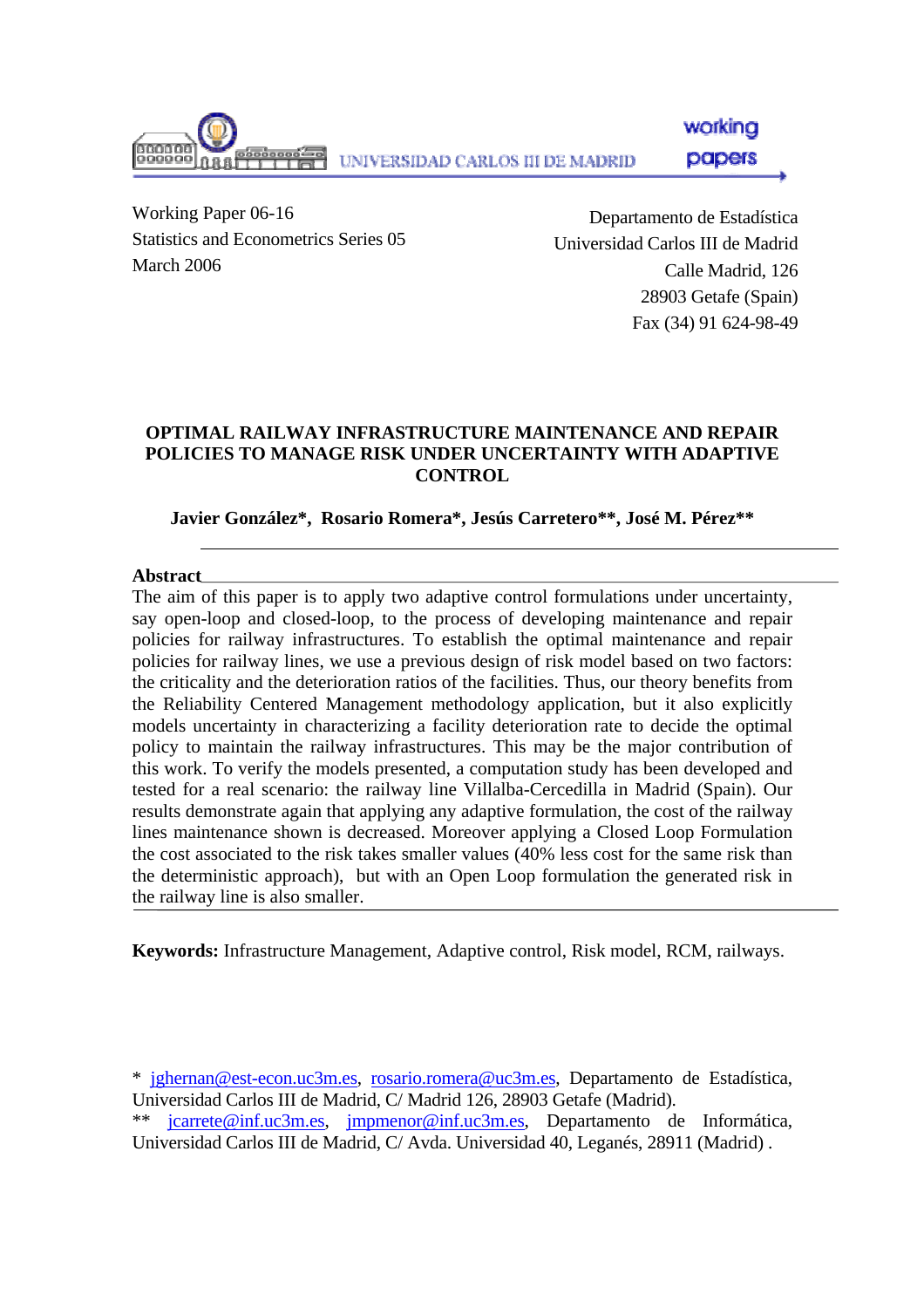UNIVERSIDAD CARLOS III DE MADRID

working papers

Working Paper 06-16
Statistics and Econometrics Series 05
March 2006

Departamento de Estadística
Universidad Carlos III de Madrid
Calle Madrid, 126
28903 Getafe (Spain)
Fax (34) 91 624-98-49

# OPTIMAL RAILWAY INFRASTRUCTURE MAINTENANCE AND REPAIR POLICIES TO MANAGE RISK UNDER UNCERTAINTY WITH ADAPTIVE CONTROL

**Javier González*, Rosario Romera*, Jesús Carretero**, José M. Pérez****

**Abstract**

The aim of this paper is to apply two adaptive control formulations under uncertainty, say open-loop and closed-loop, to the process of developing maintenance and repair policies for railway infrastructures. To establish the optimal maintenance and repair policies for railway lines, we use a previous design of risk model based on two factors: the criticality and the deterioration ratios of the facilities. Thus, our theory benefits from the Reliability Centered Management methodology application, but it also explicitly models uncertainty in characterizing a facility deterioration rate to decide the optimal policy to maintain the railway infrastructures. This may be the major contribution of this work. To verify the models presented, a computation study has been developed and tested for a real scenario: the railway line Villalba-Cercedilla in Madrid (Spain). Our results demonstrate again that applying any adaptive formulation, the cost of the railway lines maintenance shown is decreased. Moreover applying a Closed Loop Formulation the cost associated to the risk takes smaller values (40% less cost for the same risk than the deterministic approach), but with an Open Loop formulation the generated risk in the railway line is also smaller.

**Keywords:** Infrastructure Management, Adaptive control, Risk model, RCM, railways.

* jghernan@est-econ.uc3m.es, rosario.romera@uc3m.es, Departamento de Estadística, Universidad Carlos III de Madrid, C/ Madrid 126, 28903 Getafe (Madrid).
** jcarrete@inf.uc3m.es, jmpmenor@inf.uc3m.es, Departamento de Informática, Universidad Carlos III de Madrid, C/ Avda. Universidad 40, Leganés, 28911 (Madrid) .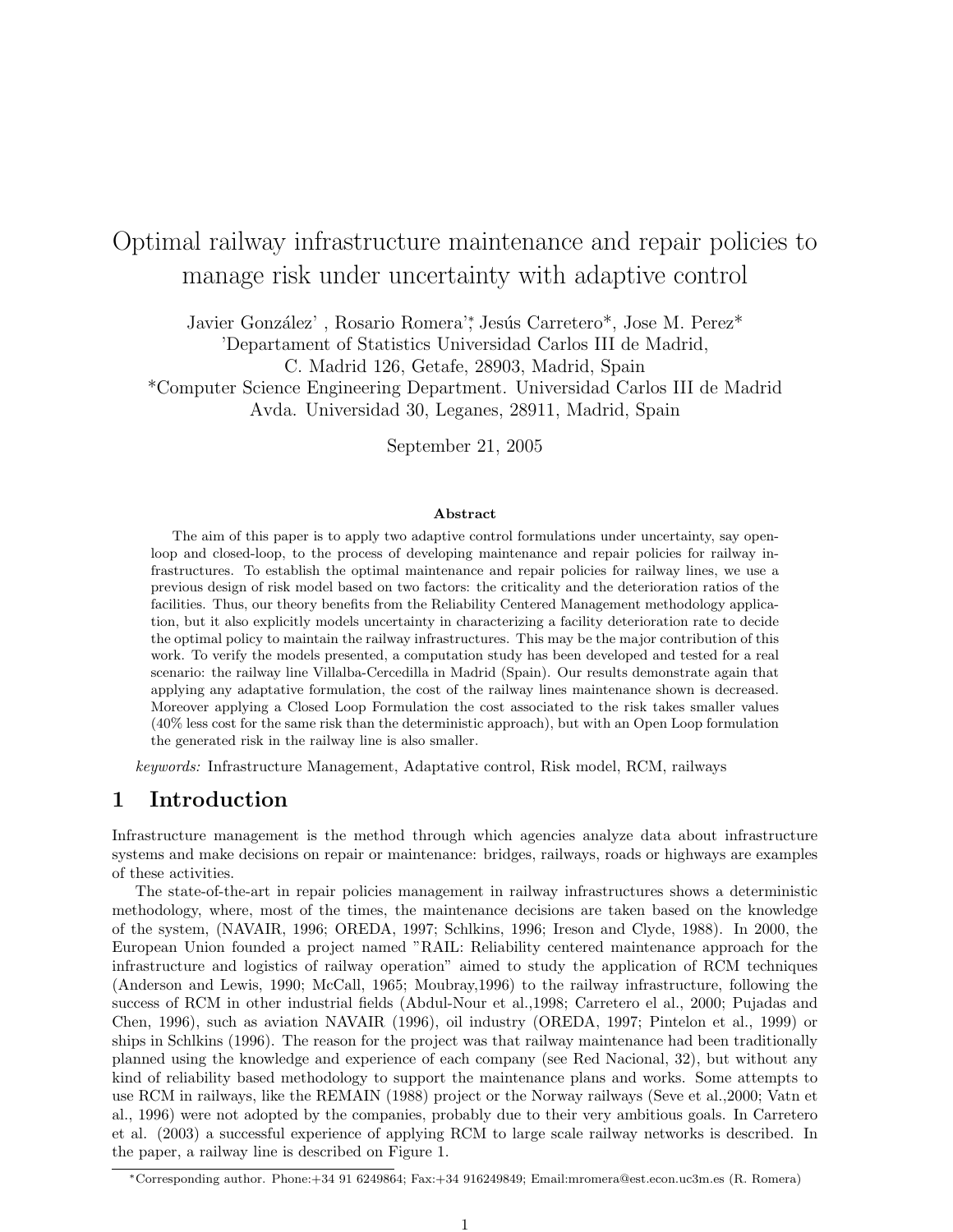# Optimal railway infrastructure maintenance and repair policies to manage risk under uncertainty with adaptive control

Javier González' , Rosario Romera'\*, Jesús Carretero\*, Jose M. Perez\*

'Departament of Statistics Universidad Carlos III de Madrid,
C. Madrid 126, Getafe, 28903, Madrid, Spain

\*Computer Science Engineering Department. Universidad Carlos III de Madrid
Avda. Universidad 30, Leganes, 28911, Madrid, Spain

September 21, 2005

**Abstract**

The aim of this paper is to apply two adaptive control formulations under uncertainty, say open-loop and closed-loop, to the process of developing maintenance and repair policies for railway infrastructures. To establish the optimal maintenance and repair policies for railway lines, we use a previous design of risk model based on two factors: the criticality and the deterioration ratios of the facilities. Thus, our theory benefits from the Reliability Centered Management methodology application, but it also explicitly models uncertainty in characterizing a facility deterioration rate to decide the optimal policy to maintain the railway infrastructures. This may be the major contribution of this work. To verify the models presented, a computation study has been developed and tested for a real scenario: the railway line Villalba-Cercedilla in Madrid (Spain). Our results demonstrate again that applying any adaptative formulation, the cost of the railway lines maintenance shown is decreased. Moreover applying a Closed Loop Formulation the cost associated to the risk takes smaller values (40% less cost for the same risk than the deterministic approach), but with an Open Loop formulation the generated risk in the railway line is also smaller.

*keywords:* Infrastructure Management, Adaptative control, Risk model, RCM, railways

## 1 Introduction

Infrastructure management is the method through which agencies analyze data about infrastructure systems and make decisions on repair or maintenance: bridges, railways, roads or highways are examples of these activities.

The state-of-the-art in repair policies management in railway infrastructures shows a deterministic methodology, where, most of the times, the maintenance decisions are taken based on the knowledge of the system, (NAVAIR, 1996; OREDA, 1997; Schlkins, 1996; Ireson and Clyde, 1988). In 2000, the European Union founded a project named "RAIL: Reliability centered maintenance approach for the infrastructure and logistics of railway operation" aimed to study the application of RCM techniques (Anderson and Lewis, 1990; McCall, 1965; Moubray,1996) to the railway infrastructure, following the success of RCM in other industrial fields (Abdul-Nour et al.,1998; Carretero el al., 2000; Pujadas and Chen, 1996), such as aviation NAVAIR (1996), oil industry (OREDA, 1997; Pintelon et al., 1999) or ships in Schlkins (1996). The reason for the project was that railway maintenance had been traditionally planned using the knowledge and experience of each company (see Red Nacional, 32), but without any kind of reliability based methodology to support the maintenance plans and works. Some attempts to use RCM in railways, like the REMAIN (1988) project or the Norway railways (Seve et al.,2000; Vatn et al., 1996) were not adopted by the companies, probably due to their very ambitious goals. In Carretero et al. (2003) a successful experience of applying RCM to large scale railway networks is described. In the paper, a railway line is described on Figure 1.

\*Corresponding author. Phone:+34 91 6249864; Fax:+34 916249849; Email:mromera@est.econ.uc3m.es (R. Romera)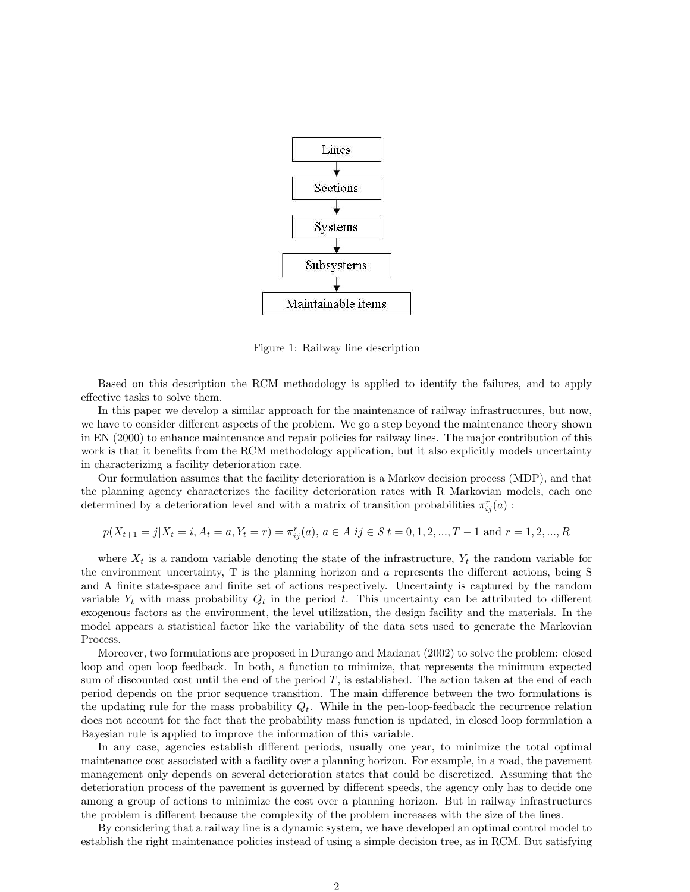Lines → Sections → Systems → Subsystems → Maintainable items

Figure 1: Railway line description

Based on this description the RCM methodology is applied to identify the failures, and to apply effective tasks to solve them.

In this paper we develop a similar approach for the maintenance of railway infrastructures, but now, we have to consider different aspects of the problem. We go a step beyond the maintenance theory shown in EN (2000) to enhance maintenance and repair policies for railway lines. The major contribution of this work is that it benefits from the RCM methodology application, but it also explicitly models uncertainty in characterizing a facility deterioration rate.

Our formulation assumes that the facility deterioration is a Markov decision process (MDP), and that the planning agency characterizes the facility deterioration rates with R Markovian models, each one determined by a deterioration level and with a matrix of transition probabilities $\pi_{ij}^{r}(a)$ :

$$p(X_{t+1} = j|X_t = i, A_t = a, Y_t = r) = \pi_{ij}^{r}(a),\ a \in A\ ij \in S\ t = 0, 1, 2, ..., T-1 \text{ and } r = 1, 2, ..., R$$

where $X_t$ is a random variable denoting the state of the infrastructure, $Y_t$ the random variable for the environment uncertainty, T is the planning horizon and $a$ represents the different actions, being S and A finite state-space and finite set of actions respectively. Uncertainty is captured by the random variable $Y_t$ with mass probability $Q_t$ in the period $t$. This uncertainty can be attributed to different exogenous factors as the environment, the level utilization, the design facility and the materials. In the model appears a statistical factor like the variability of the data sets used to generate the Markovian Process.

Moreover, two formulations are proposed in Durango and Madanat (2002) to solve the problem: closed loop and open loop feedback. In both, a function to minimize, that represents the minimum expected sum of discounted cost until the end of the period $T$, is established. The action taken at the end of each period depends on the prior sequence transition. The main difference between the two formulations is the updating rule for the mass probability $Q_t$. While in the pen-loop-feedback the recurrence relation does not account for the fact that the probability mass function is updated, in closed loop formulation a Bayesian rule is applied to improve the information of this variable.

In any case, agencies establish different periods, usually one year, to minimize the total optimal maintenance cost associated with a facility over a planning horizon. For example, in a road, the pavement management only depends on several deterioration states that could be discretized. Assuming that the deterioration process of the pavement is governed by different speeds, the agency only has to decide one among a group of actions to minimize the cost over a planning horizon. But in railway infrastructures the problem is different because the complexity of the problem increases with the size of the lines.

By considering that a railway line is a dynamic system, we have developed an optimal control model to establish the right maintenance policies instead of using a simple decision tree, as in RCM. But satisfying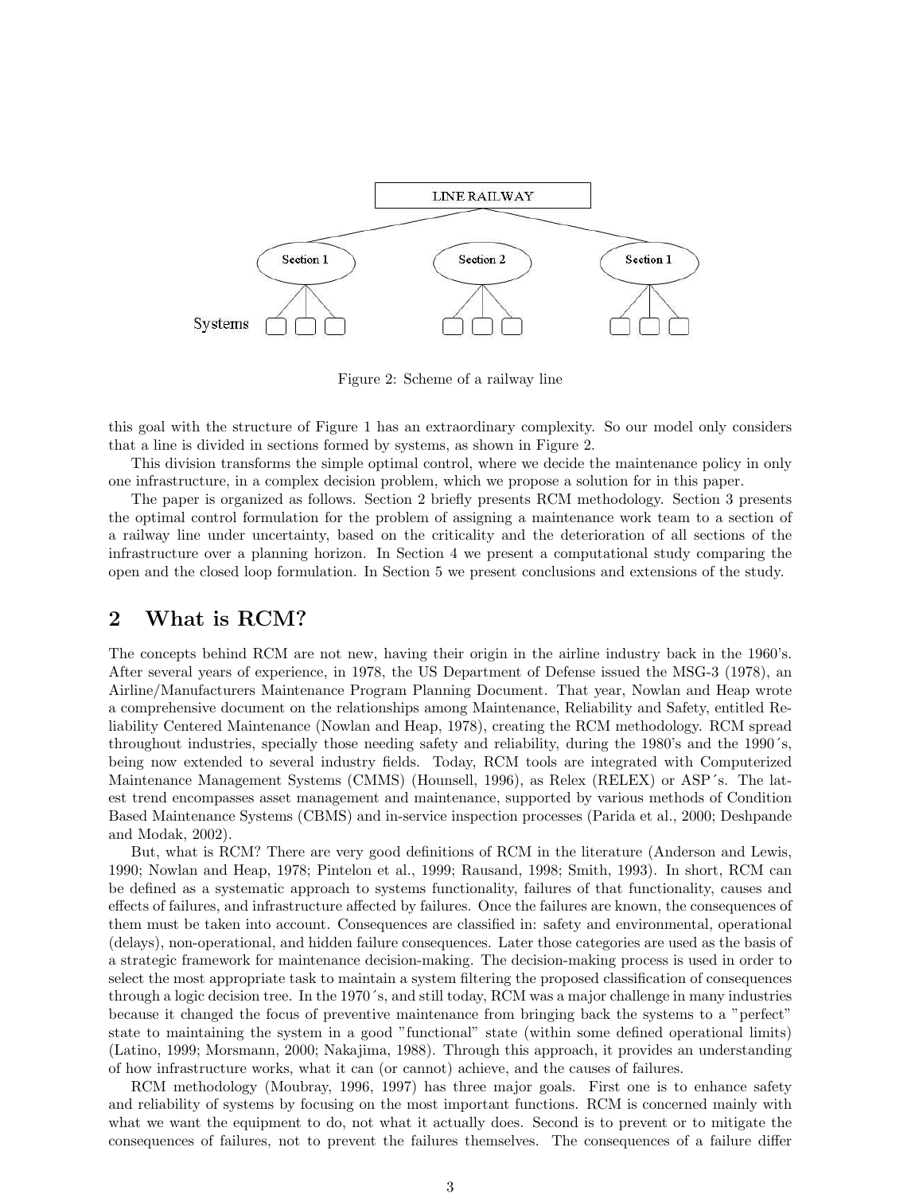Figure 2: Scheme of a railway line

this goal with the structure of Figure 1 has an extraordinary complexity. So our model only considers that a line is divided in sections formed by systems, as shown in Figure 2.

This division transforms the simple optimal control, where we decide the maintenance policy in only one infrastructure, in a complex decision problem, which we propose a solution for in this paper.

The paper is organized as follows. Section 2 briefly presents RCM methodology. Section 3 presents the optimal control formulation for the problem of assigning a maintenance work team to a section of a railway line under uncertainty, based on the criticality and the deterioration of all sections of the infrastructure over a planning horizon. In Section 4 we present a computational study comparing the open and the closed loop formulation. In Section 5 we present conclusions and extensions of the study.

## 2 What is RCM?

The concepts behind RCM are not new, having their origin in the airline industry back in the 1960's. After several years of experience, in 1978, the US Department of Defense issued the MSG-3 (1978), an Airline/Manufacturers Maintenance Program Planning Document. That year, Nowlan and Heap wrote a comprehensive document on the relationships among Maintenance, Reliability and Safety, entitled Reliability Centered Maintenance (Nowlan and Heap, 1978), creating the RCM methodology. RCM spread throughout industries, specially those needing safety and reliability, during the 1980's and the 1990´s, being now extended to several industry fields. Today, RCM tools are integrated with Computerized Maintenance Management Systems (CMMS) (Hounsell, 1996), as Relex (RELEX) or ASP´s. The latest trend encompasses asset management and maintenance, supported by various methods of Condition Based Maintenance Systems (CBMS) and in-service inspection processes (Parida et al., 2000; Deshpande and Modak, 2002).

But, what is RCM? There are very good definitions of RCM in the literature (Anderson and Lewis, 1990; Nowlan and Heap, 1978; Pintelon et al., 1999; Rausand, 1998; Smith, 1993). In short, RCM can be defined as a systematic approach to systems functionality, failures of that functionality, causes and effects of failures, and infrastructure affected by failures. Once the failures are known, the consequences of them must be taken into account. Consequences are classified in: safety and environmental, operational (delays), non-operational, and hidden failure consequences. Later those categories are used as the basis of a strategic framework for maintenance decision-making. The decision-making process is used in order to select the most appropriate task to maintain a system filtering the proposed classification of consequences through a logic decision tree. In the 1970´s, and still today, RCM was a major challenge in many industries because it changed the focus of preventive maintenance from bringing back the systems to a "perfect" state to maintaining the system in a good "functional" state (within some defined operational limits) (Latino, 1999; Morsmann, 2000; Nakajima, 1988). Through this approach, it provides an understanding of how infrastructure works, what it can (or cannot) achieve, and the causes of failures.

RCM methodology (Moubray, 1996, 1997) has three major goals. First one is to enhance safety and reliability of systems by focusing on the most important functions. RCM is concerned mainly with what we want the equipment to do, not what it actually does. Second is to prevent or to mitigate the consequences of failures, not to prevent the failures themselves. The consequences of a failure differ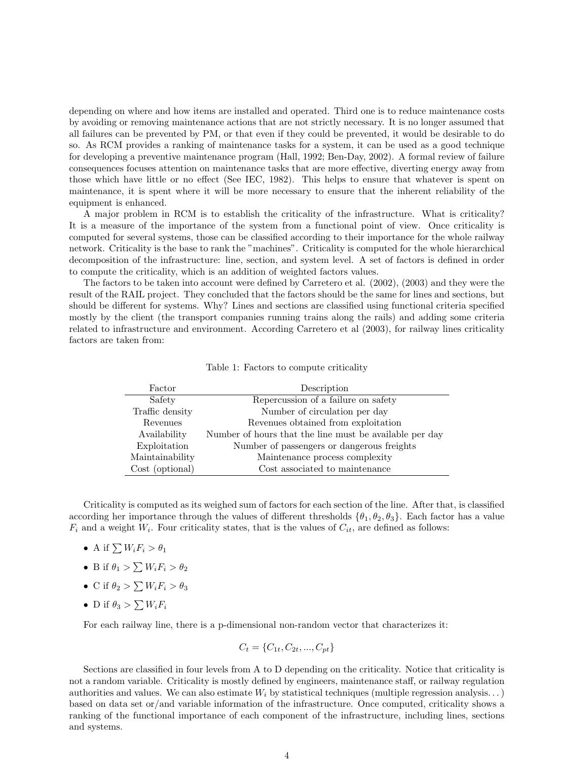depending on where and how items are installed and operated. Third one is to reduce maintenance costs by avoiding or removing maintenance actions that are not strictly necessary. It is no longer assumed that all failures can be prevented by PM, or that even if they could be prevented, it would be desirable to do so. As RCM provides a ranking of maintenance tasks for a system, it can be used as a good technique for developing a preventive maintenance program (Hall, 1992; Ben-Day, 2002). A formal review of failure consequences focuses attention on maintenance tasks that are more effective, diverting energy away from those which have little or no effect (See IEC, 1982). This helps to ensure that whatever is spent on maintenance, it is spent where it will be more necessary to ensure that the inherent reliability of the equipment is enhanced.

A major problem in RCM is to establish the criticality of the infrastructure. What is criticality? It is a measure of the importance of the system from a functional point of view. Once criticality is computed for several systems, those can be classified according to their importance for the whole railway network. Criticality is the base to rank the "machines". Criticality is computed for the whole hierarchical decomposition of the infrastructure: line, section, and system level. A set of factors is defined in order to compute the criticality, which is an addition of weighted factors values.

The factors to be taken into account were defined by Carretero et al. (2002), (2003) and they were the result of the RAIL project. They concluded that the factors should be the same for lines and sections, but should be different for systems. Why? Lines and sections are classified using functional criteria specified mostly by the client (the transport companies running trains along the rails) and adding some criteria related to infrastructure and environment. According Carretero et al (2003), for railway lines criticality factors are taken from:

Table 1: Factors to compute criticality

| Factor | Description |
|---|---|
| Safety | Repercussion of a failure on safety |
| Traffic density | Number of circulation per day |
| Revenues | Revenues obtained from exploitation |
| Availability | Number of hours that the line must be available per day |
| Exploitation | Number of passengers or dangerous freights |
| Maintainability | Maintenance process complexity |
| Cost (optional) | Cost associated to maintenance |

Criticality is computed as its weighed sum of factors for each section of the line. After that, is classified according her importance through the values of different thresholds $\{\theta_1, \theta_2, \theta_3\}$. Each factor has a value $F_i$ and a weight $W_i$. Four criticality states, that is the values of $C_{it}$, are defined as follows:

- A if $\sum W_i F_i > \theta_1$
- B if $\theta_1 > \sum W_i F_i > \theta_2$
- C if $\theta_2 > \sum W_i F_i > \theta_3$
- D if $\theta_3 > \sum W_i F_i$

For each railway line, there is a p-dimensional non-random vector that characterizes it:

$$C_t = \{C_{1t}, C_{2t}, ..., C_{pt}\}$$

Sections are classified in four levels from A to D depending on the criticality. Notice that criticality is not a random variable. Criticality is mostly defined by engineers, maintenance staff, or railway regulation authorities and values. We can also estimate $W_i$ by statistical techniques (multiple regression analysis...) based on data set or/and variable information of the infrastructure. Once computed, criticality shows a ranking of the functional importance of each component of the infrastructure, including lines, sections and systems.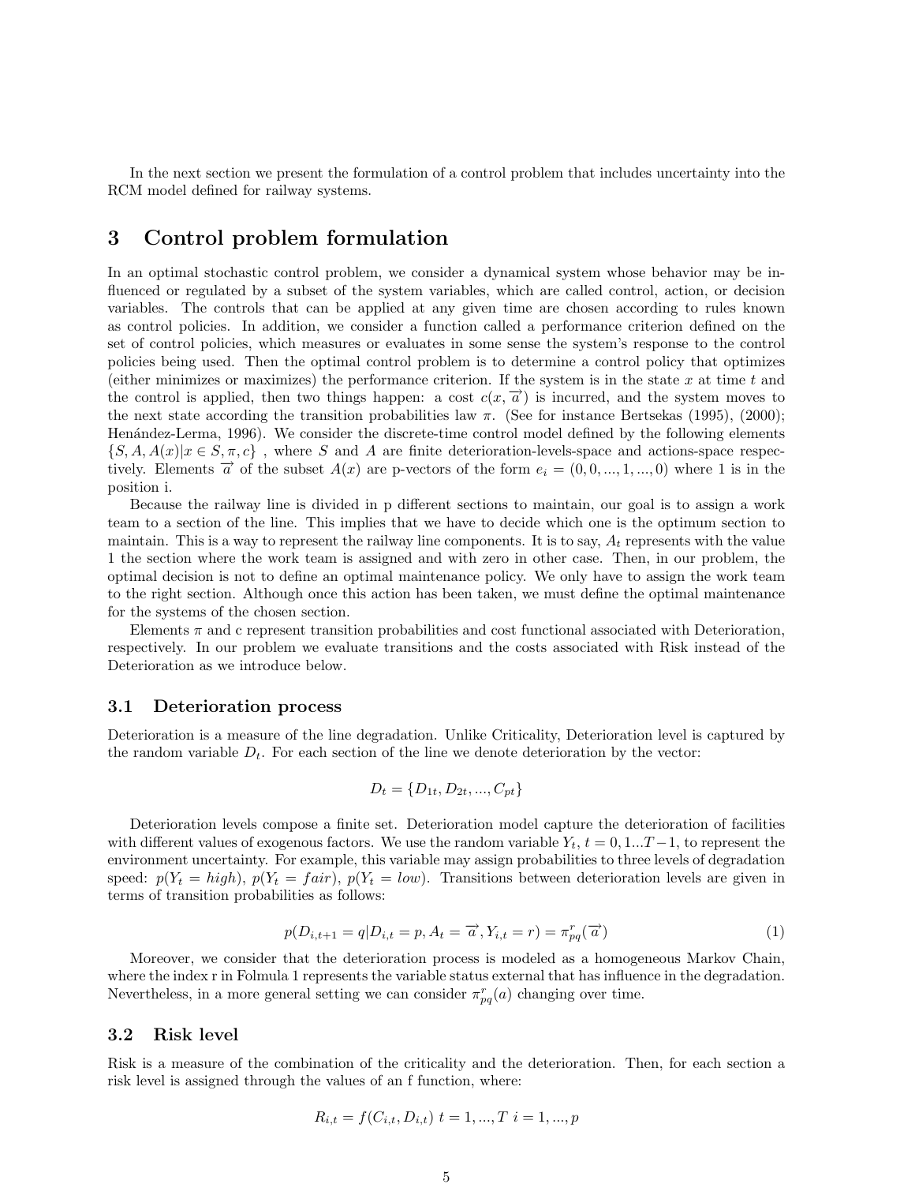In the next section we present the formulation of a control problem that includes uncertainty into the RCM model defined for railway systems.

# 3 Control problem formulation

In an optimal stochastic control problem, we consider a dynamical system whose behavior may be influenced or regulated by a subset of the system variables, which are called control, action, or decision variables. The controls that can be applied at any given time are chosen according to rules known as control policies. In addition, we consider a function called a performance criterion defined on the set of control policies, which measures or evaluates in some sense the system's response to the control policies being used. Then the optimal control problem is to determine a control policy that optimizes (either minimizes or maximizes) the performance criterion. If the system is in the state $x$ at time $t$ and the control is applied, then two things happen: a cost $c(x, \overrightarrow{a})$ is incurred, and the system moves to the next state according the transition probabilities law $\pi$. (See for instance Bertsekas (1995), (2000); Henández-Lerma, 1996). We consider the discrete-time control model defined by the following elements $\{S, A, A(x)|x \in S, \pi, c\}$ , where $S$ and $A$ are finite deterioration-levels-space and actions-space respectively. Elements $\overrightarrow{a}$ of the subset $A(x)$ are p-vectors of the form $e_i = (0, 0, ..., 1, ..., 0)$ where 1 is in the position i.

Because the railway line is divided in p different sections to maintain, our goal is to assign a work team to a section of the line. This implies that we have to decide which one is the optimum section to maintain. This is a way to represent the railway line components. It is to say, $A_t$ represents with the value 1 the section where the work team is assigned and with zero in other case. Then, in our problem, the optimal decision is not to define an optimal maintenance policy. We only have to assign the work team to the right section. Although once this action has been taken, we must define the optimal maintenance for the systems of the chosen section.

Elements $\pi$ and c represent transition probabilities and cost functional associated with Deterioration, respectively. In our problem we evaluate transitions and the costs associated with Risk instead of the Deterioration as we introduce below.

## 3.1 Deterioration process

Deterioration is a measure of the line degradation. Unlike Criticality, Deterioration level is captured by the random variable $D_t$. For each section of the line we denote deterioration by the vector:

$$D_t = \{D_{1t}, D_{2t}, ..., C_{pt}\}$$

Deterioration levels compose a finite set. Deterioration model capture the deterioration of facilities with different values of exogenous factors. We use the random variable $Y_t$, $t = 0, 1...T-1$, to represent the environment uncertainty. For example, this variable may assign probabilities to three levels of degradation speed: $p(Y_t = high)$, $p(Y_t = fair)$, $p(Y_t = low)$. Transitions between deterioration levels are given in terms of transition probabilities as follows:

$$p(D_{i,t+1} = q|D_{i,t} = p, A_t = \overrightarrow{a}, Y_{i,t} = r) = \pi^r_{pq}(\overrightarrow{a}) \tag{1}$$

Moreover, we consider that the deterioration process is modeled as a homogeneous Markov Chain, where the index r in Folmula 1 represents the variable status external that has influence in the degradation. Nevertheless, in a more general setting we can consider $\pi^r_{pq}(a)$ changing over time.

## 3.2 Risk level

Risk is a measure of the combination of the criticality and the deterioration. Then, for each section a risk level is assigned through the values of an f function, where:

$$R_{i,t} = f(C_{i,t}, D_{i,t}) \; t = 1, ..., T \; i = 1, ..., p$$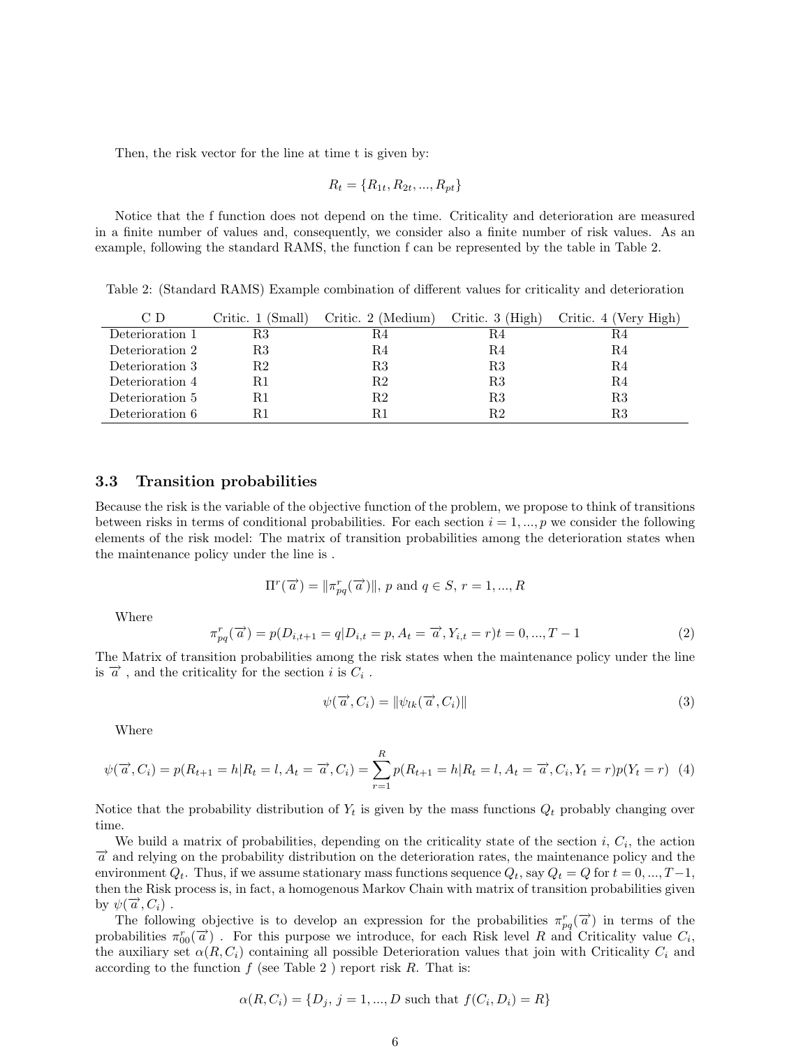Then, the risk vector for the line at time t is given by:

$$R_t = \{R_{1t}, R_{2t}, ..., R_{pt}\}$$

Notice that the f function does not depend on the time. Criticality and deterioration are measured in a finite number of values and, consequently, we consider also a finite number of risk values. As an example, following the standard RAMS, the function f can be represented by the table in Table 2.

Table 2: (Standard RAMS) Example combination of different values for criticality and deterioration

| C D | Critic. 1 (Small) | Critic. 2 (Medium) | Critic. 3 (High) | Critic. 4 (Very High) |
|---|---|---|---|---|
| Deterioration 1 | R3 | R4 | R4 | R4 |
| Deterioration 2 | R3 | R4 | R4 | R4 |
| Deterioration 3 | R2 | R3 | R3 | R4 |
| Deterioration 4 | R1 | R2 | R3 | R4 |
| Deterioration 5 | R1 | R2 | R3 | R3 |
| Deterioration 6 | R1 | R1 | R2 | R3 |

### 3.3 Transition probabilities

Because the risk is the variable of the objective function of the problem, we propose to think of transitions between risks in terms of conditional probabilities. For each section $i = 1, ..., p$ we consider the following elements of the risk model: The matrix of transition probabilities among the deterioration states when the maintenance policy under the line is .

$$\Pi^r(\overrightarrow{a}) = \|\pi^r_{pq}(\overrightarrow{a})\|, \; p \text{ and } q \in S, \; r = 1, ..., R$$

Where

$$\pi^r_{pq}(\overrightarrow{a}) = p(D_{i,t+1} = q | D_{i,t} = p, A_t = \overrightarrow{a}, Y_{i,t} = r) t = 0, ..., T-1 \tag{2}$$

The Matrix of transition probabilities among the risk states when the maintenance policy under the line is $\overrightarrow{a}$ , and the criticality for the section $i$ is $C_i$ .

$$\psi(\overrightarrow{a}, C_i) = \|\psi_{lk}(\overrightarrow{a}, C_i)\| \tag{3}$$

Where

$$\psi(\overrightarrow{a}, C_i) = p(R_{t+1} = h | R_t = l, A_t = \overrightarrow{a}, C_i) = \sum_{r=1}^{R} p(R_{t+1} = h | R_t = l, A_t = \overrightarrow{a}, C_i, Y_t = r) p(Y_t = r) \tag{4}$$

Notice that the probability distribution of $Y_t$ is given by the mass functions $Q_t$ probably changing over time.

We build a matrix of probabilities, depending on the criticality state of the section $i$, $C_i$, the action $\overrightarrow{a}$ and relying on the probability distribution on the deterioration rates, the maintenance policy and the environment $Q_t$. Thus, if we assume stationary mass functions sequence $Q_t$, say $Q_t = Q$ for $t = 0, ..., T-1$, then the Risk process is, in fact, a homogenous Markov Chain with matrix of transition probabilities given by $\psi(\overrightarrow{a}, C_i)$ .

The following objective is to develop an expression for the probabilities $\pi^r_{pq}(\overrightarrow{a})$ in terms of the probabilities $\pi^r_{00}(\overrightarrow{a})$ . For this purpose we introduce, for each Risk level $R$ and Criticality value $C_i$, the auxiliary set $\alpha(R, C_i)$ containing all possible Deterioration values that join with Criticality $C_i$ and according to the function $f$ (see Table 2 ) report risk $R$. That is:

$$\alpha(R, C_i) = \{D_j, \; j = 1, ..., D \text{ such that } f(C_i, D_i) = R\}$$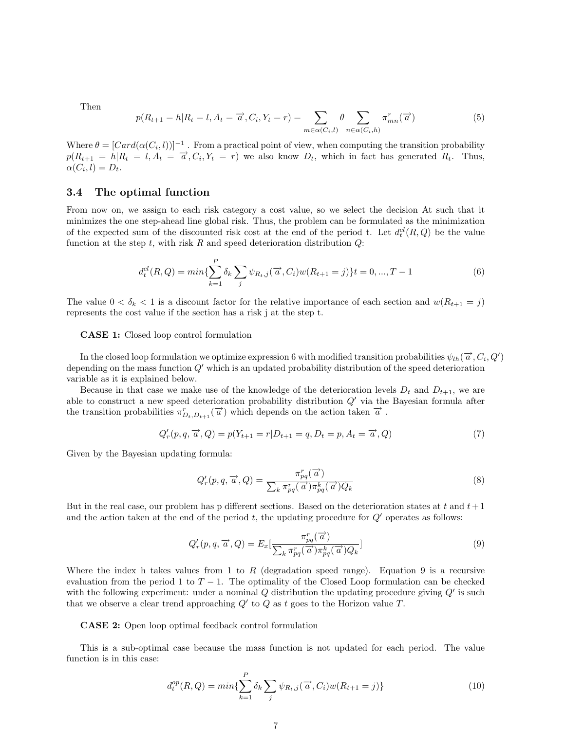Then

$$p(R_{t+1} = h | R_t = l, A_t = \overrightarrow{a}, C_i, Y_t = r) = \sum_{m \in \alpha(C_i, l)} \theta \sum_{n \in \alpha(C_i, h)} \pi^r_{mn}(\overrightarrow{a}) \tag{5}$$

Where $\theta = [Card(\alpha(C_i, l))]^{-1}$ . From a practical point of view, when computing the transition probability $p(R_{t+1} = h | R_t = l, A_t = \overrightarrow{a}, C_i, Y_t = r)$ we also know $D_t$, which in fact has generated $R_t$. Thus, $\alpha(C_i, l) = D_t$.

### 3.4 The optimal function

From now on, we assign to each risk category a cost value, so we select the decision At such that it minimizes the one step-ahead line global risk. Thus, the problem can be formulated as the minimization of the expected sum of the discounted risk cost at the end of the period t. Let $d^{cl}_t(R, Q)$ be the value function at the step $t$, with risk $R$ and speed deterioration distribution $Q$:

$$d^{cl}_t(R, Q) = min\{\sum_{k=1}^{P} \delta_k \sum_j \psi_{R_t, j}(\overrightarrow{a}, C_i) w(R_{t+1} = j)\} t = 0, ..., T-1 \tag{6}$$

The value $0 < \delta_k < 1$ is a discount factor for the relative importance of each section and $w(R_{t+1} = j)$ represents the cost value if the section has a risk j at the step t.

**CASE 1:** Closed loop control formulation

In the closed loop formulation we optimize expression 6 with modified transition probabilities $\psi_{lh}(\overrightarrow{a}, C_i, Q')$ depending on the mass function $Q'$ which is an updated probability distribution of the speed deterioration variable as it is explained below.

Because in that case we make use of the knowledge of the deterioration levels $D_t$ and $D_{t+1}$, we are able to construct a new speed deterioration probability distribution $Q'$ via the Bayesian formula after the transition probabilities $\pi^r_{D_t, D_{t+1}}(\overrightarrow{a})$ which depends on the action taken $\overrightarrow{a}$ .

$$Q'_r(p, q, \overrightarrow{a}, Q) = p(Y_{t+1} = r | D_{t+1} = q, D_t = p, A_t = \overrightarrow{a}, Q) \tag{7}$$

Given by the Bayesian updating formula:

$$Q'_r(p, q, \overrightarrow{a}, Q) = \frac{\pi^r_{pq}(\overrightarrow{a})}{\sum_k \pi^r_{pq}(\overrightarrow{a}) \pi^k_{pq}(\overrightarrow{a}) Q_k} \tag{8}$$

But in the real case, our problem has p different sections. Based on the deterioration states at $t$ and $t+1$ and the action taken at the end of the period $t$, the updating procedure for $Q'$ operates as follows:

$$Q'_r(p, q, \overrightarrow{a}, Q) = E_x[\frac{\pi^r_{pq}(\overrightarrow{a})}{\sum_k \pi^r_{pq}(\overrightarrow{a}) \pi^k_{pq}(\overrightarrow{a}) Q_k}] \tag{9}$$

Where the index h takes values from 1 to $R$ (degradation speed range). Equation 9 is a recursive evaluation from the period 1 to $T-1$. The optimality of the Closed Loop formulation can be checked with the following experiment: under a nominal $Q$ distribution the updating procedure giving $Q'$ is such that we observe a clear trend approaching $Q'$ to $Q$ as $t$ goes to the Horizon value $T$.

**CASE 2:** Open loop optimal feedback control formulation

This is a sub-optimal case because the mass function is not updated for each period. The value function is in this case:

$$d^{op}_t(R, Q) = min\{\sum_{k=1}^{P} \delta_k \sum_j \psi_{R_t, j}(\overrightarrow{a}, C_i) w(R_{t+1} = j)\} \tag{10}$$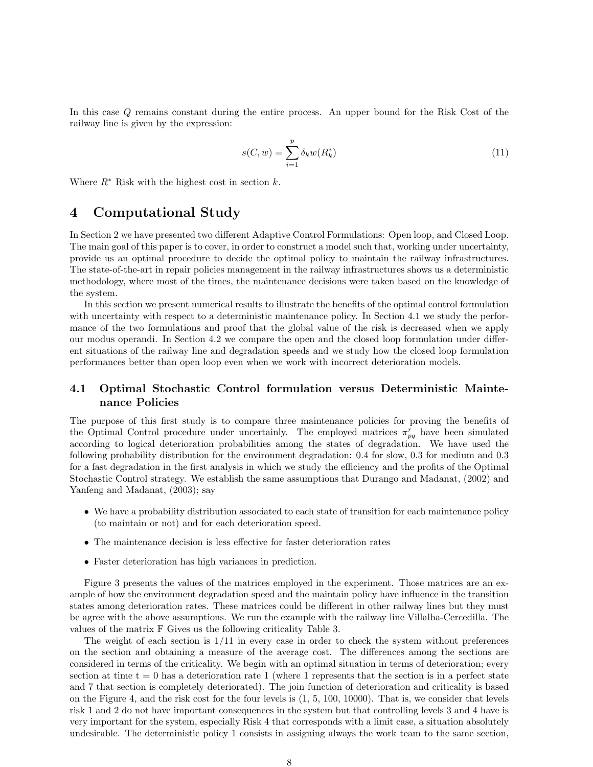In this case $Q$ remains constant during the entire process. An upper bound for the Risk Cost of the railway line is given by the expression:

$$s(C, w) = \sum_{i=1}^{p} \delta_k w(R_k^*) \tag{11}$$

Where $R^*$ Risk with the highest cost in section $k$.

# 4 Computational Study

In Section 2 we have presented two different Adaptive Control Formulations: Open loop, and Closed Loop. The main goal of this paper is to cover, in order to construct a model such that, working under uncertainty, provide us an optimal procedure to decide the optimal policy to maintain the railway infrastructures. The state-of-the-art in repair policies management in the railway infrastructures shows us a deterministic methodology, where most of the times, the maintenance decisions were taken based on the knowledge of the system.

In this section we present numerical results to illustrate the benefits of the optimal control formulation with uncertainty with respect to a deterministic maintenance policy. In Section 4.1 we study the performance of the two formulations and proof that the global value of the risk is decreased when we apply our modus operandi. In Section 4.2 we compare the open and the closed loop formulation under different situations of the railway line and degradation speeds and we study how the closed loop formulation performances better than open loop even when we work with incorrect deterioration models.

## 4.1 Optimal Stochastic Control formulation versus Deterministic Maintenance Policies

The purpose of this first study is to compare three maintenance policies for proving the benefits of the Optimal Control procedure under uncertainly. The employed matrices $\pi^r_{pq}$ have been simulated according to logical deterioration probabilities among the states of degradation. We have used the following probability distribution for the environment degradation: 0.4 for slow, 0.3 for medium and 0.3 for a fast degradation in the first analysis in which we study the efficiency and the profits of the Optimal Stochastic Control strategy. We establish the same assumptions that Durango and Madanat, (2002) and Yanfeng and Madanat, (2003); say

- We have a probability distribution associated to each state of transition for each maintenance policy (to maintain or not) and for each deterioration speed.
- The maintenance decision is less effective for faster deterioration rates
- Faster deterioration has high variances in prediction.

Figure 3 presents the values of the matrices employed in the experiment. Those matrices are an example of how the environment degradation speed and the maintain policy have influence in the transition states among deterioration rates. These matrices could be different in other railway lines but they must be agree with the above assumptions. We run the example with the railway line Villalba-Cercedilla. The values of the matrix F Gives us the following criticality Table 3.

The weight of each section is 1/11 in every case in order to check the system without preferences on the section and obtaining a measure of the average cost. The differences among the sections are considered in terms of the criticality. We begin with an optimal situation in terms of deterioration; every section at time t = 0 has a deterioration rate 1 (where 1 represents that the section is in a perfect state and 7 that section is completely deteriorated). The join function of deterioration and criticality is based on the Figure 4, and the risk cost for the four levels is (1, 5, 100, 10000). That is, we consider that levels risk 1 and 2 do not have important consequences in the system but that controlling levels 3 and 4 have is very important for the system, especially Risk 4 that corresponds with a limit case, a situation absolutely undesirable. The deterministic policy 1 consists in assigning always the work team to the same section,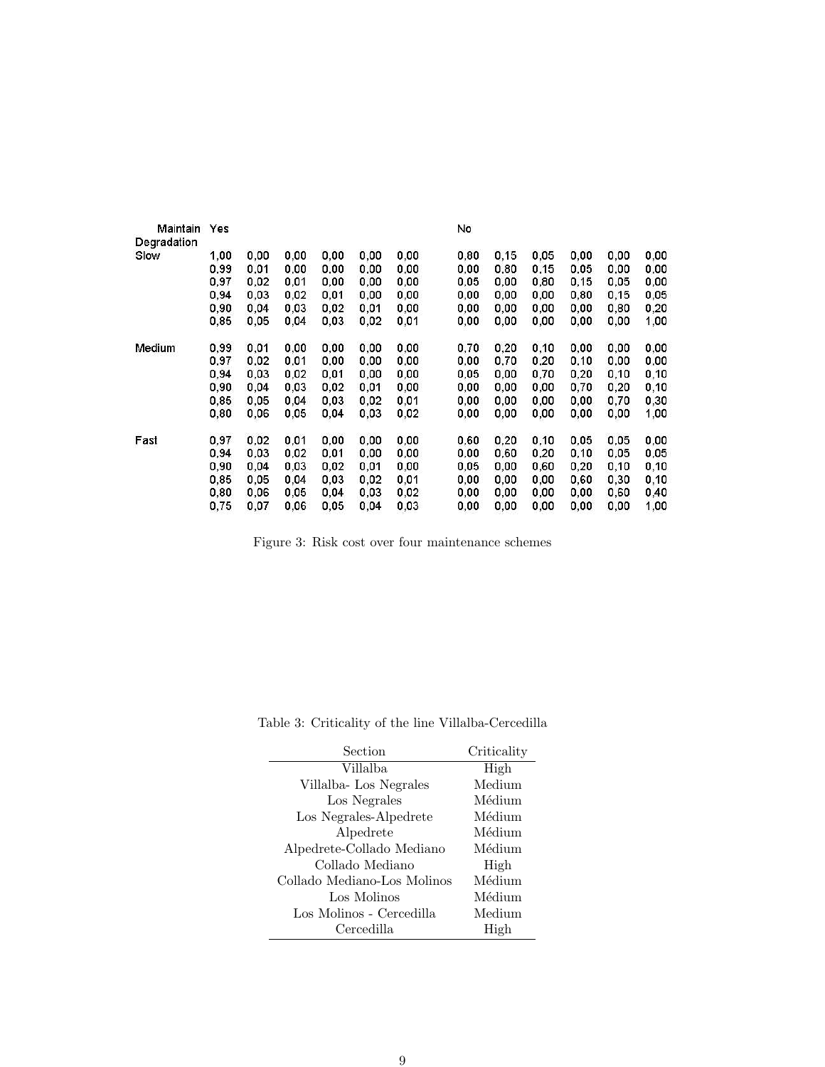| Maintain | Yes | | | | | | No | | | | | |
|---|---|---|---|---|---|---|---|---|---|---|---|---|
| Degradation | | | | | | | | | | | | |
| Slow | 1,00 | 0,00 | 0,00 | 0,00 | 0,00 | 0,00 | 0,80 | 0,15 | 0,05 | 0,00 | 0,00 | 0,00 |
| | 0,99 | 0,01 | 0,00 | 0,00 | 0,00 | 0,00 | 0,00 | 0,80 | 0,15 | 0,05 | 0,00 | 0,00 |
| | 0,97 | 0,02 | 0,01 | 0,00 | 0,00 | 0,00 | 0,05 | 0,00 | 0,80 | 0,15 | 0,05 | 0,00 |
| | 0,94 | 0,03 | 0,02 | 0,01 | 0,00 | 0,00 | 0,00 | 0,00 | 0,00 | 0,80 | 0,15 | 0,05 |
| | 0,90 | 0,04 | 0,03 | 0,02 | 0,01 | 0,00 | 0,00 | 0,00 | 0,00 | 0,00 | 0,80 | 0,20 |
| | 0,85 | 0,05 | 0,04 | 0,03 | 0,02 | 0,01 | 0,00 | 0,00 | 0,00 | 0,00 | 0,00 | 1,00 |
| Medium | 0,99 | 0,01 | 0,00 | 0,00 | 0,00 | 0,00 | 0,70 | 0,20 | 0,10 | 0,00 | 0,00 | 0,00 |
| | 0,97 | 0,02 | 0,01 | 0,00 | 0,00 | 0,00 | 0,00 | 0,70 | 0,20 | 0,10 | 0,00 | 0,00 |
| | 0,94 | 0,03 | 0,02 | 0,01 | 0,00 | 0,00 | 0,05 | 0,00 | 0,70 | 0,20 | 0,10 | 0,10 |
| | 0,90 | 0,04 | 0,03 | 0,02 | 0,01 | 0,00 | 0,00 | 0,00 | 0,00 | 0,70 | 0,20 | 0,10 |
| | 0,85 | 0,05 | 0,04 | 0,03 | 0,02 | 0,01 | 0,00 | 0,00 | 0,00 | 0,00 | 0,70 | 0,30 |
| | 0,80 | 0,06 | 0,05 | 0,04 | 0,03 | 0,02 | 0,00 | 0,00 | 0,00 | 0,00 | 0,00 | 1,00 |
| Fast | 0,97 | 0,02 | 0,01 | 0,00 | 0,00 | 0,00 | 0,60 | 0,20 | 0,10 | 0,05 | 0,05 | 0,00 |
| | 0,94 | 0,03 | 0,02 | 0,01 | 0,00 | 0,00 | 0,00 | 0,60 | 0,20 | 0,10 | 0,05 | 0,05 |
| | 0,90 | 0,04 | 0,03 | 0,02 | 0,01 | 0,00 | 0,05 | 0,00 | 0,60 | 0,20 | 0,10 | 0,10 |
| | 0,85 | 0,05 | 0,04 | 0,03 | 0,02 | 0,01 | 0,00 | 0,00 | 0,00 | 0,60 | 0,30 | 0,10 |
| | 0,80 | 0,06 | 0,05 | 0,04 | 0,03 | 0,02 | 0,00 | 0,00 | 0,00 | 0,00 | 0,60 | 0,40 |
| | 0,75 | 0,07 | 0,06 | 0,05 | 0,04 | 0,03 | 0,00 | 0,00 | 0,00 | 0,00 | 0,00 | 1,00 |

Figure 3: Risk cost over four maintenance schemes

Table 3: Criticality of the line Villalba-Cercedilla

| Section | Criticality |
|---|---|
| Villalba | High |
| Villalba- Los Negrales | Medium |
| Los Negrales | Médium |
| Los Negrales-Alpedrete | Médium |
| Alpedrete | Médium |
| Alpedrete-Collado Mediano | Médium |
| Collado Mediano | High |
| Collado Mediano-Los Molinos | Médium |
| Los Molinos | Médium |
| Los Molinos - Cercedilla | Medium |
| Cercedilla | High |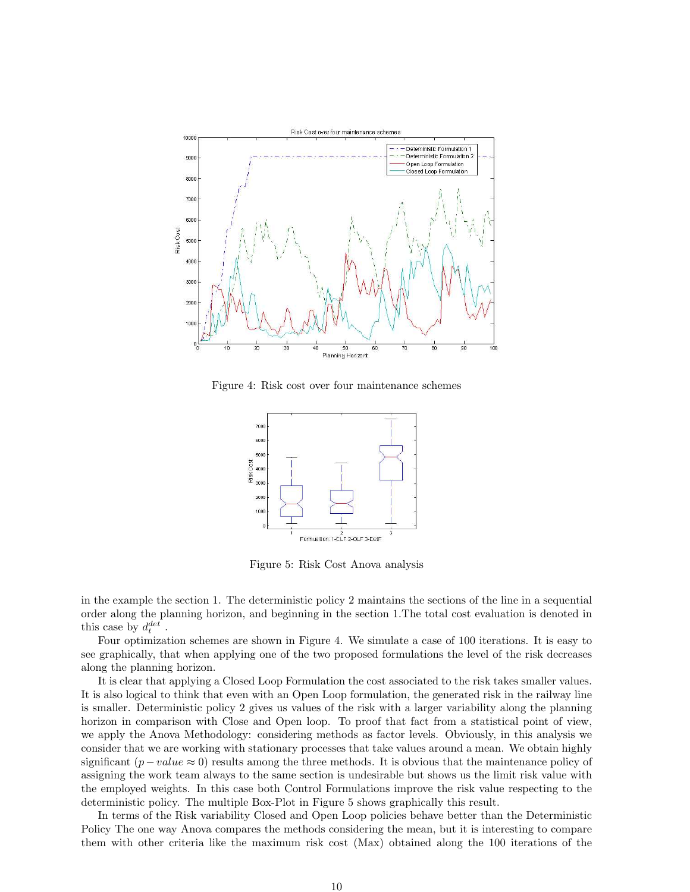Figure 4: Risk cost over four maintenance schemes

Figure 5: Risk Cost Anova analysis

in the example the section 1. The deterministic policy 2 maintains the sections of the line in a sequential order along the planning horizon, and beginning in the section 1.The total cost evaluation is denoted in this case by $d_t^{det}$ .

Four optimization schemes are shown in Figure 4. We simulate a case of 100 iterations. It is easy to see graphically, that when applying one of the two proposed formulations the level of the risk decreases along the planning horizon.

It is clear that applying a Closed Loop Formulation the cost associated to the risk takes smaller values. It is also logical to think that even with an Open Loop formulation, the generated risk in the railway line is smaller. Deterministic policy 2 gives us values of the risk with a larger variability along the planning horizon in comparison with Close and Open loop. To proof that fact from a statistical point of view, we apply the Anova Methodology: considering methods as factor levels. Obviously, in this analysis we consider that we are working with stationary processes that take values around a mean. We obtain highly significant ($p - value \approx 0$) results among the three methods. It is obvious that the maintenance policy of assigning the work team always to the same section is undesirable but shows us the limit risk value with the employed weights. In this case both Control Formulations improve the risk value respecting to the deterministic policy. The multiple Box-Plot in Figure 5 shows graphically this result.

In terms of the Risk variability Closed and Open Loop policies behave better than the Deterministic Policy The one way Anova compares the methods considering the mean, but it is interesting to compare them with other criteria like the maximum risk cost (Max) obtained along the 100 iterations of the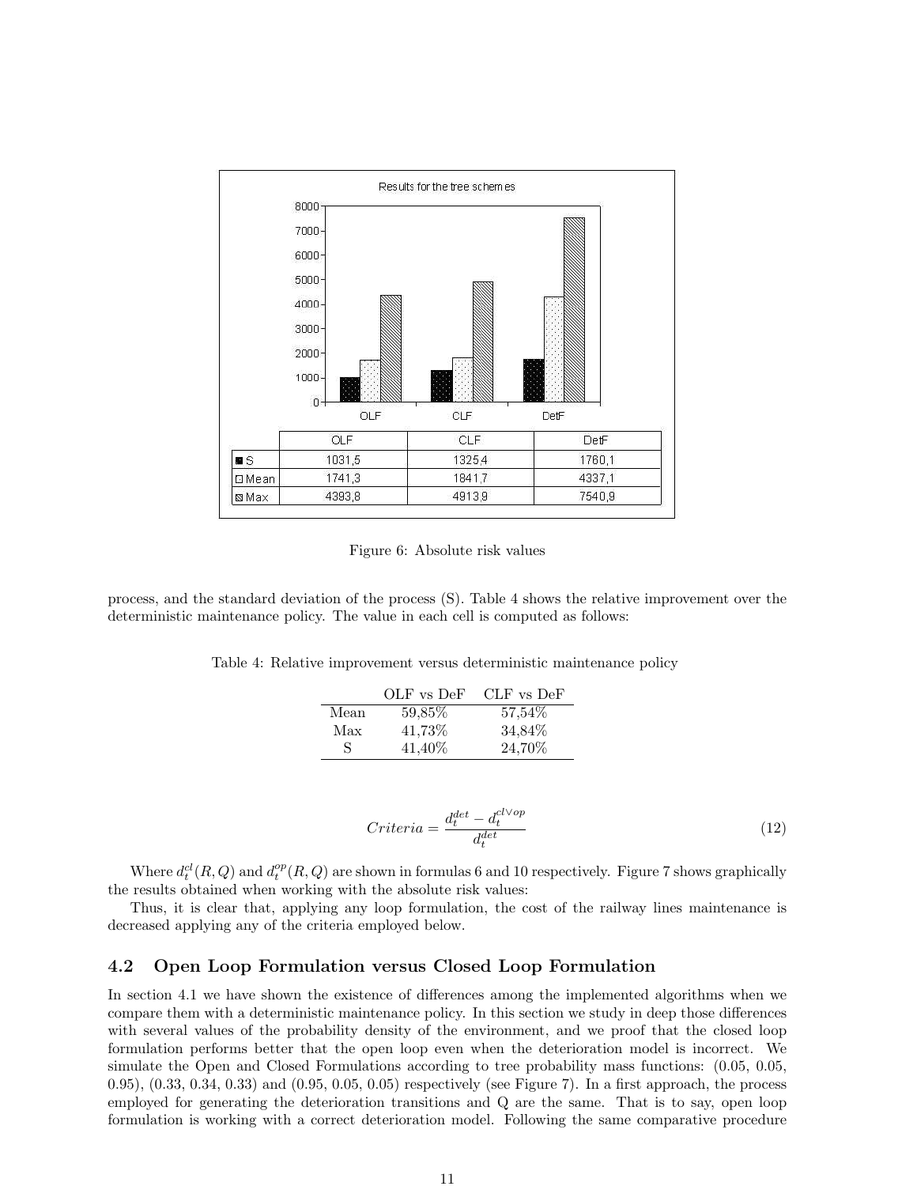Results for the tree schemes

|  | OLF | CLF | DetF |
|---|---|---|---|
| S | 1031,5 | 1325,4 | 1760,1 |
| Mean | 1741,3 | 1841,7 | 4337,1 |
| Max | 4393,8 | 4913,9 | 7540,9 |

Figure 6: Absolute risk values

process, and the standard deviation of the process (S). Table 4 shows the relative improvement over the deterministic maintenance policy. The value in each cell is computed as follows:

Table 4: Relative improvement versus deterministic maintenance policy

|  | OLF vs DeF | CLF vs DeF |
|---|---|---|
| Mean | 59,85% | 57,54% |
| Max | 41,73% | 34,84% |
| S | 41,40% | 24,70% |

$$Criteria = \frac{d_t^{det} - d_t^{cl \vee op}}{d_t^{det}} \tag{12}$$

Where $d_t^{cl}(R, Q)$ and $d_t^{op}(R, Q)$ are shown in formulas 6 and 10 respectively. Figure 7 shows graphically the results obtained when working with the absolute risk values:

Thus, it is clear that, applying any loop formulation, the cost of the railway lines maintenance is decreased applying any of the criteria employed below.

## 4.2 Open Loop Formulation versus Closed Loop Formulation

In section 4.1 we have shown the existence of differences among the implemented algorithms when we compare them with a deterministic maintenance policy. In this section we study in deep those differences with several values of the probability density of the environment, and we proof that the closed loop formulation performs better that the open loop even when the deterioration model is incorrect. We simulate the Open and Closed Formulations according to tree probability mass functions: (0.05, 0.05, 0.95), (0.33, 0.34, 0.33) and (0.95, 0.05, 0.05) respectively (see Figure 7). In a first approach, the process employed for generating the deterioration transitions and Q are the same. That is to say, open loop formulation is working with a correct deterioration model. Following the same comparative procedure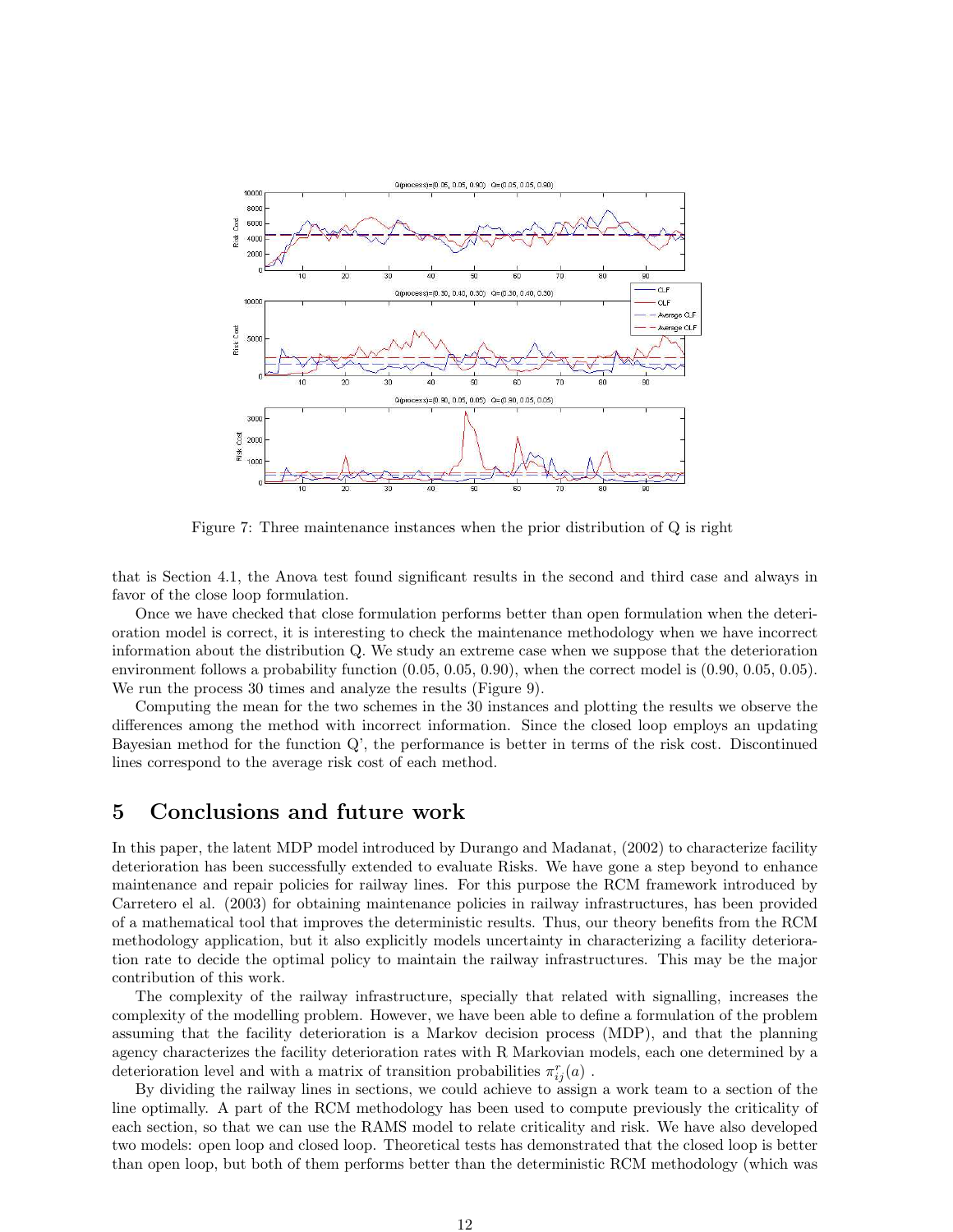Figure 7: Three maintenance instances when the prior distribution of Q is right

that is Section 4.1, the Anova test found significant results in the second and third case and always in favor of the close loop formulation.

Once we have checked that close formulation performs better than open formulation when the deterioration model is correct, it is interesting to check the maintenance methodology when we have incorrect information about the distribution Q. We study an extreme case when we suppose that the deterioration environment follows a probability function (0.05, 0.05, 0.90), when the correct model is (0.90, 0.05, 0.05). We run the process 30 times and analyze the results (Figure 9).

Computing the mean for the two schemes in the 30 instances and plotting the results we observe the differences among the method with incorrect information. Since the closed loop employs an updating Bayesian method for the function Q', the performance is better in terms of the risk cost. Discontinued lines correspond to the average risk cost of each method.

# 5 Conclusions and future work

In this paper, the latent MDP model introduced by Durango and Madanat, (2002) to characterize facility deterioration has been successfully extended to evaluate Risks. We have gone a step beyond to enhance maintenance and repair policies for railway lines. For this purpose the RCM framework introduced by Carretero el al. (2003) for obtaining maintenance policies in railway infrastructures, has been provided of a mathematical tool that improves the deterministic results. Thus, our theory benefits from the RCM methodology application, but it also explicitly models uncertainty in characterizing a facility deterioration rate to decide the optimal policy to maintain the railway infrastructures. This may be the major contribution of this work.

The complexity of the railway infrastructure, specially that related with signalling, increases the complexity of the modelling problem. However, we have been able to define a formulation of the problem assuming that the facility deterioration is a Markov decision process (MDP), and that the planning agency characterizes the facility deterioration rates with R Markovian models, each one determined by a deterioration level and with a matrix of transition probabilities $\pi_{ij}^{r}(a)$ .

By dividing the railway lines in sections, we could achieve to assign a work team to a section of the line optimally. A part of the RCM methodology has been used to compute previously the criticality of each section, so that we can use the RAMS model to relate criticality and risk. We have also developed two models: open loop and closed loop. Theoretical tests has demonstrated that the closed loop is better than open loop, but both of them performs better than the deterministic RCM methodology (which was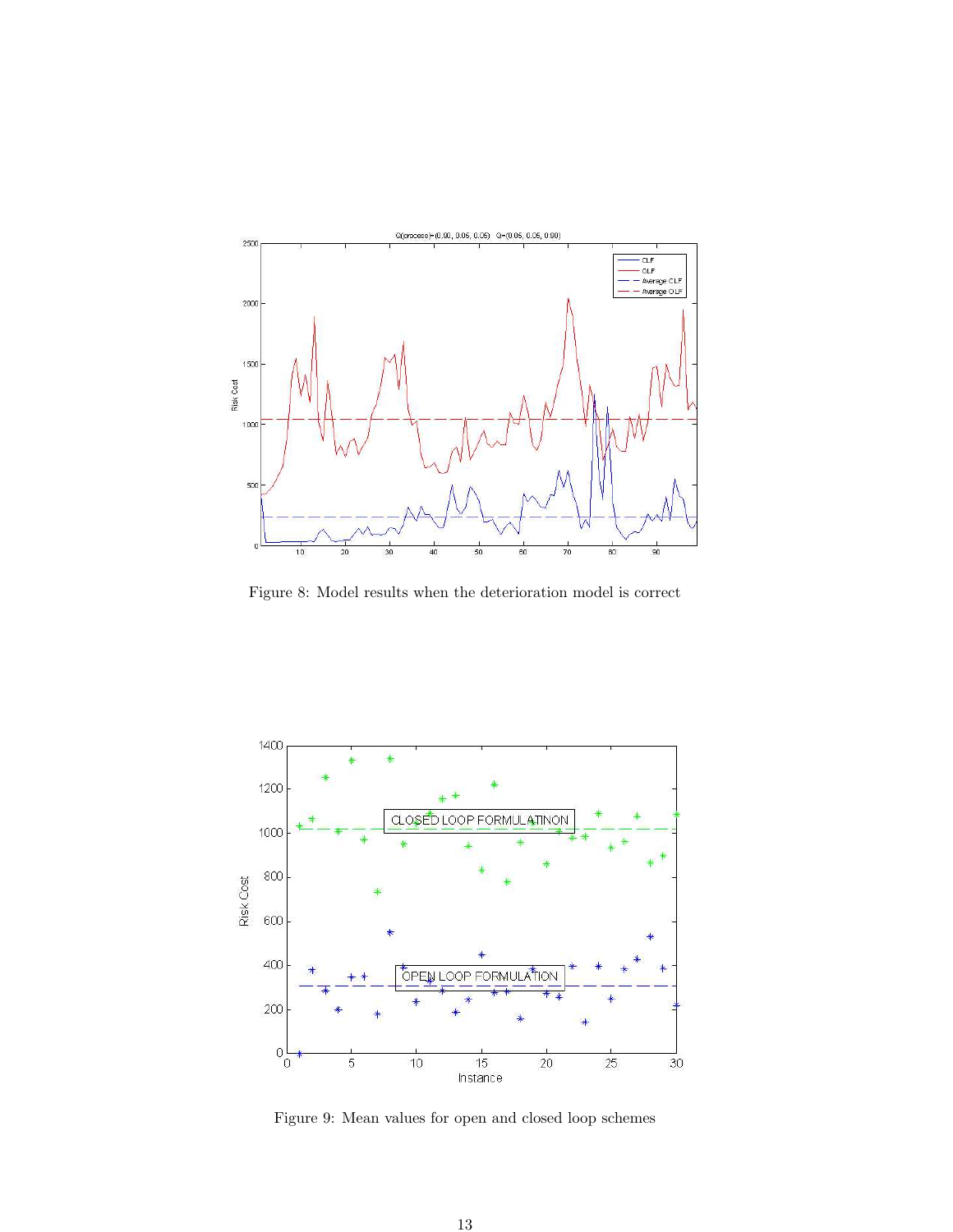Figure 8: Model results when the deterioration model is correct

Figure 9: Mean values for open and closed loop schemes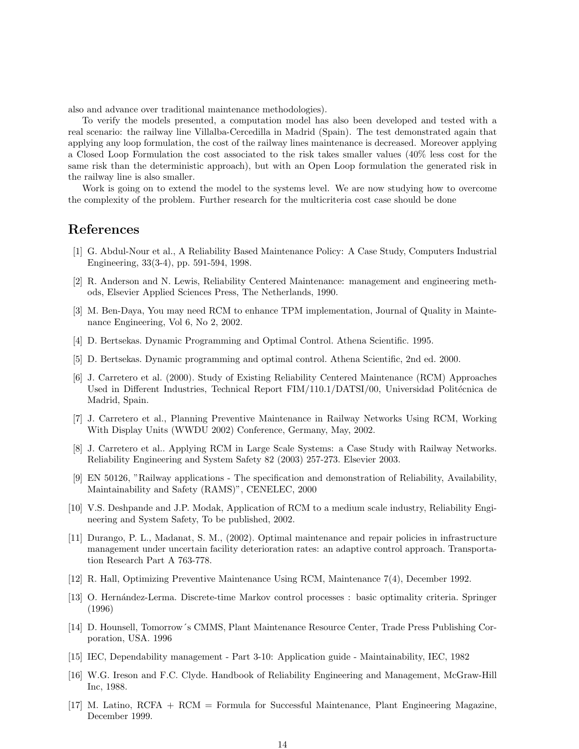also and advance over traditional maintenance methodologies).

To verify the models presented, a computation model has also been developed and tested with a real scenario: the railway line Villalba-Cercedilla in Madrid (Spain). The test demonstrated again that applying any loop formulation, the cost of the railway lines maintenance is decreased. Moreover applying a Closed Loop Formulation the cost associated to the risk takes smaller values (40% less cost for the same risk than the deterministic approach), but with an Open Loop formulation the generated risk in the railway line is also smaller.

Work is going on to extend the model to the systems level. We are now studying how to overcome the complexity of the problem. Further research for the multicriteria cost case should be done

## References

[1] G. Abdul-Nour et al., A Reliability Based Maintenance Policy: A Case Study, Computers Industrial Engineering, 33(3-4), pp. 591-594, 1998.

[2] R. Anderson and N. Lewis, Reliability Centered Maintenance: management and engineering methods, Elsevier Applied Sciences Press, The Netherlands, 1990.

[3] M. Ben-Daya, You may need RCM to enhance TPM implementation, Journal of Quality in Maintenance Engineering, Vol 6, No 2, 2002.

[4] D. Bertsekas. Dynamic Programming and Optimal Control. Athena Scientific. 1995.

[5] D. Bertsekas. Dynamic programming and optimal control. Athena Scientific, 2nd ed. 2000.

[6] J. Carretero et al. (2000). Study of Existing Reliability Centered Maintenance (RCM) Approaches Used in Different Industries, Technical Report FIM/110.1/DATSI/00, Universidad Politécnica de Madrid, Spain.

[7] J. Carretero et al., Planning Preventive Maintenance in Railway Networks Using RCM, Working With Display Units (WWDU 2002) Conference, Germany, May, 2002.

[8] J. Carretero et al.. Applying RCM in Large Scale Systems: a Case Study with Railway Networks. Reliability Engineering and System Safety 82 (2003) 257-273. Elsevier 2003.

[9] EN 50126, "Railway applications - The specification and demonstration of Reliability, Availability, Maintainability and Safety (RAMS)", CENELEC, 2000

[10] V.S. Deshpande and J.P. Modak, Application of RCM to a medium scale industry, Reliability Engineering and System Safety, To be published, 2002.

[11] Durango, P. L., Madanat, S. M., (2002). Optimal maintenance and repair policies in infrastructure management under uncertain facility deterioration rates: an adaptive control approach. Transportation Research Part A 763-778.

[12] R. Hall, Optimizing Preventive Maintenance Using RCM, Maintenance 7(4), December 1992.

[13] O. Hernández-Lerma. Discrete-time Markov control processes : basic optimality criteria. Springer (1996)

[14] D. Hounsell, Tomorrow´s CMMS, Plant Maintenance Resource Center, Trade Press Publishing Corporation, USA. 1996

[15] IEC, Dependability management - Part 3-10: Application guide - Maintainability, IEC, 1982

[16] W.G. Ireson and F.C. Clyde. Handbook of Reliability Engineering and Management, McGraw-Hill Inc, 1988.

[17] M. Latino, RCFA + RCM = Formula for Successful Maintenance, Plant Engineering Magazine, December 1999.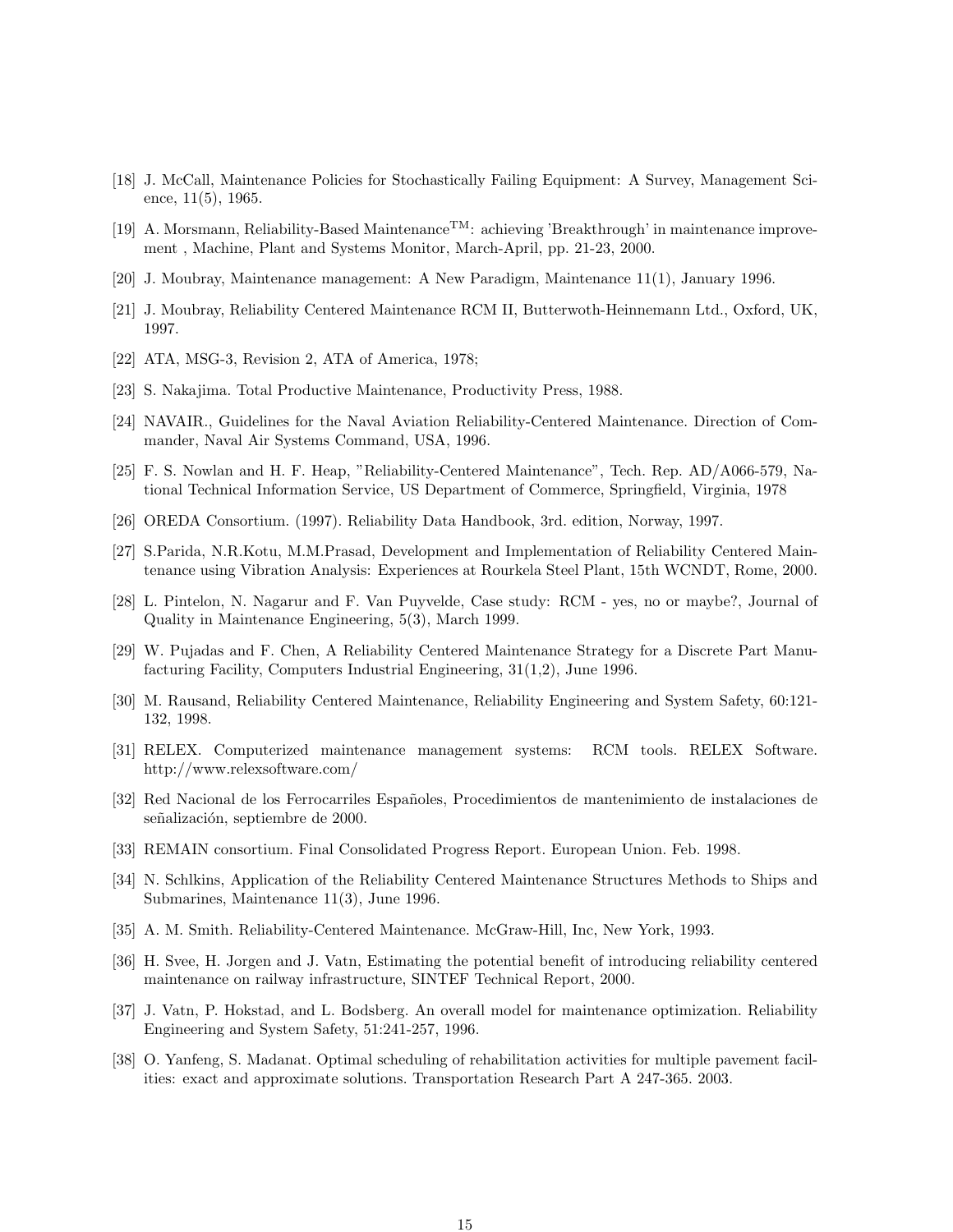[18] J. McCall, Maintenance Policies for Stochastically Failing Equipment: A Survey, Management Science, 11(5), 1965.

[19] A. Morsmann, Reliability-Based Maintenance$^{TM}$: achieving 'Breakthrough' in maintenance improvement , Machine, Plant and Systems Monitor, March-April, pp. 21-23, 2000.

[20] J. Moubray, Maintenance management: A New Paradigm, Maintenance 11(1), January 1996.

[21] J. Moubray, Reliability Centered Maintenance RCM II, Butterworth-Heinnemann Ltd., Oxford, UK, 1997.

[22] ATA, MSG-3, Revision 2, ATA of America, 1978;

[23] S. Nakajima. Total Productive Maintenance, Productivity Press, 1988.

[24] NAVAIR., Guidelines for the Naval Aviation Reliability-Centered Maintenance. Direction of Commander, Naval Air Systems Command, USA, 1996.

[25] F. S. Nowlan and H. F. Heap, "Reliability-Centered Maintenance", Tech. Rep. AD/A066-579, National Technical Information Service, US Department of Commerce, Springfield, Virginia, 1978

[26] OREDA Consortium. (1997). Reliability Data Handbook, 3rd. edition, Norway, 1997.

[27] S.Parida, N.R.Kotu, M.M.Prasad, Development and Implementation of Reliability Centered Maintenance using Vibration Analysis: Experiences at Rourkela Steel Plant, 15th WCNDT, Rome, 2000.

[28] L. Pintelon, N. Nagarur and F. Van Puyvelde, Case study: RCM - yes, no or maybe?, Journal of Quality in Maintenance Engineering, 5(3), March 1999.

[29] W. Pujadas and F. Chen, A Reliability Centered Maintenance Strategy for a Discrete Part Manufacturing Facility, Computers Industrial Engineering, 31(1,2), June 1996.

[30] M. Rausand, Reliability Centered Maintenance, Reliability Engineering and System Safety, 60:121-132, 1998.

[31] RELEX. Computerized maintenance management systems: RCM tools. RELEX Software. http://www.relexsoftware.com/

[32] Red Nacional de los Ferrocarriles Españoles, Procedimientos de mantenimiento de instalaciones de señalización, septiembre de 2000.

[33] REMAIN consortium. Final Consolidated Progress Report. European Union. Feb. 1998.

[34] N. Schlkins, Application of the Reliability Centered Maintenance Structures Methods to Ships and Submarines, Maintenance 11(3), June 1996.

[35] A. M. Smith. Reliability-Centered Maintenance. McGraw-Hill, Inc, New York, 1993.

[36] H. Svee, H. Jorgen and J. Vatn, Estimating the potential benefit of introducing reliability centered maintenance on railway infrastructure, SINTEF Technical Report, 2000.

[37] J. Vatn, P. Hokstad, and L. Bodsberg. An overall model for maintenance optimization. Reliability Engineering and System Safety, 51:241-257, 1996.

[38] O. Yanfeng, S. Madanat. Optimal scheduling of rehabilitation activities for multiple pavement facilities: exact and approximate solutions. Transportation Research Part A 247-365. 2003.